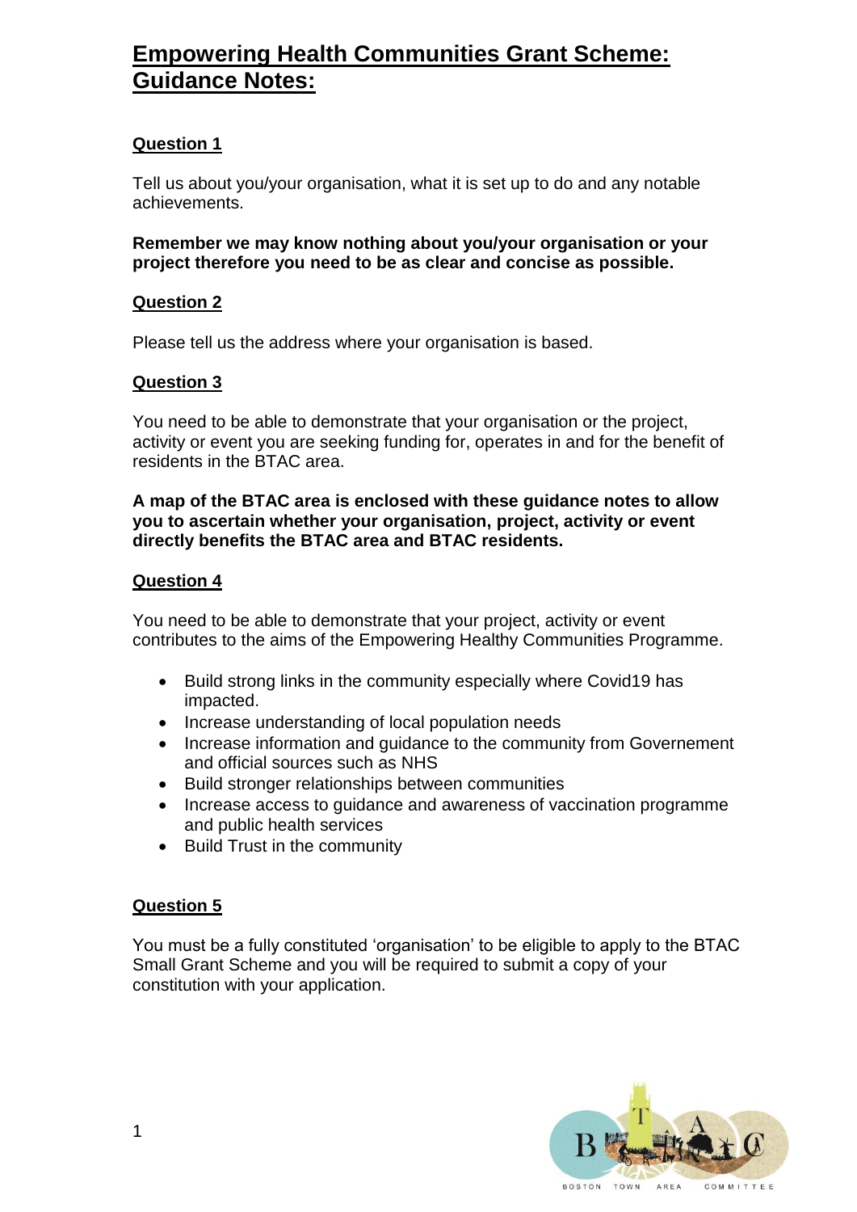# Empowering Health Communities Grant Scheme: Guidance Notes:

## Question 1

Tell us about you/your organisation, what it is set up to do and any notable achievements.

**Remember we may know nothing about you/your organisation or your project therefore you need to be as clear and concise as possible.**

## Question 2

Please tell us the address where your organisation is based.

## Question 3

You need to be able to demonstrate that your organisation or the project, activity or event you are seeking funding for, operates in and for the benefit of residents in the BTAC area.

**A map of the BTAC area is enclosed with these guidance notes to allow you to ascertain whether your organisation, project, activity or event directly benefits the BTAC area and BTAC residents.**

## Question 4

You need to be able to demonstrate that your project, activity or event contributes to the aims of the Empowering Healthy Communities Programme.

- Build strong links in the community especially where Covid19 has impacted.
- Increase understanding of local population needs
- Increase information and guidance to the community from Governement and official sources such as NHS
- Build stronger relationships between communities
- Increase access to guidance and awareness of vaccination programme and public health services
- Build Trust in the community

## Question 5

You must be a fully constituted 'organisation' to be eligible to apply to the BTAC Small Grant Scheme and you will be required to submit a copy of your constitution with your application.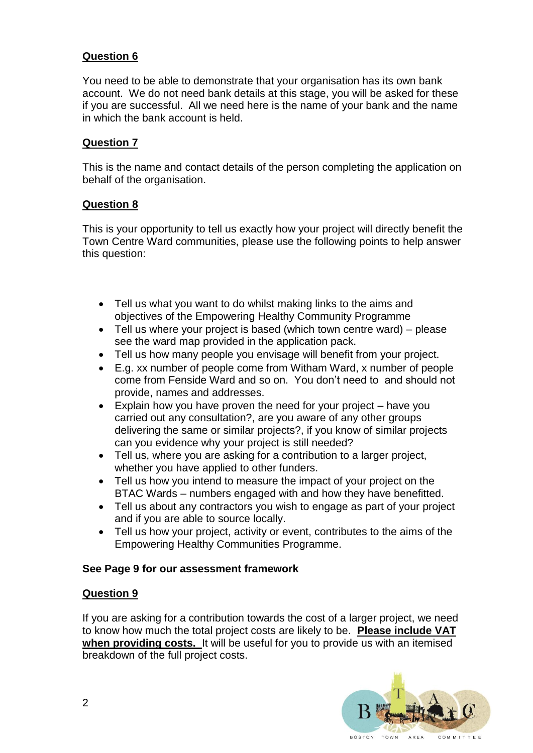**Question 6**

You need to be able to demonstrate that your organisation has its own bank account. We do not need bank details at this stage, you will be asked for these if you are successful. All we need here is the name of your bank and the name in which the bank account is held.

**Question 7**

This is the name and contact details of the person completing the application on behalf of the organisation.

**Question 8**

This is your opportunity to tell us exactly how your project will directly benefit the Town Centre Ward communities, please use the following points to help answer this question:

- Tell us what you want to do whilst making links to the aims and objectives of the Empowering Healthy Community Programme
- Tell us where your project is based (which town centre ward) – please see the ward map provided in the application pack.
- Tell us how many people you envisage will benefit from your project.
- E.g. xx number of people come from Witham Ward, x number of people come from Fenside Ward and so on. You don't need to and should not provide, names and addresses.
- Explain how you have proven the need for your project – have you carried out any consultation?, are you aware of any other groups delivering the same or similar projects?, if you know of similar projects can you evidence why your project is still needed?
- Tell us, where you are asking for a contribution to a larger project, whether you have applied to other funders.
- Tell us how you intend to measure the impact of your project on the BTAC Wards – numbers engaged with and how they have benefitted.
- Tell us about any contractors you wish to engage as part of your project and if you are able to source locally.
- Tell us how your project, activity or event, contributes to the aims of the Empowering Healthy Communities Programme.

**See Page 9 for our assessment framework**

**Question 9**

If you are asking for a contribution towards the cost of a larger project, we need to know how much the total project costs are likely to be. **Please include VAT when providing costs.** It will be useful for you to provide us with an itemised breakdown of the full project costs.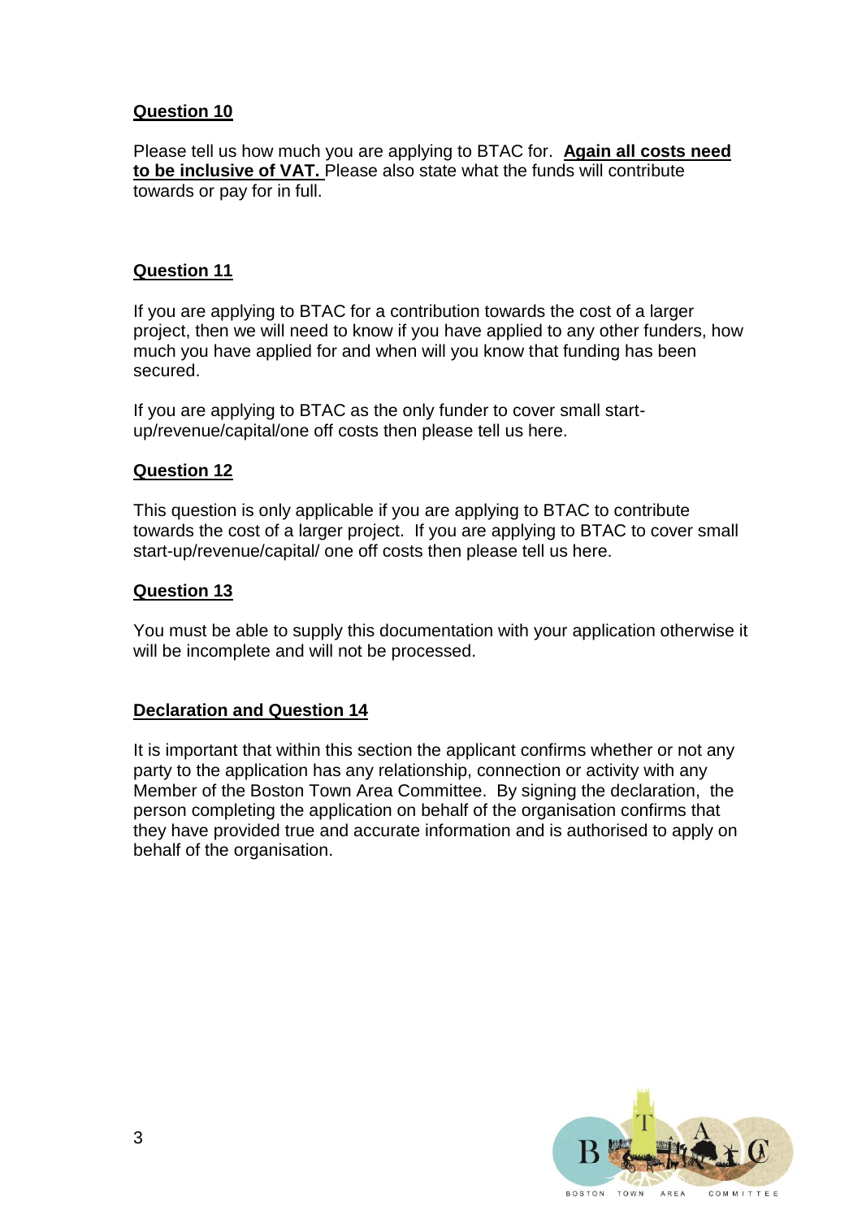**Question 10**

Please tell us how much you are applying to BTAC for. **Again all costs need to be inclusive of VAT.** Please also state what the funds will contribute towards or pay for in full.

**Question 11**

If you are applying to BTAC for a contribution towards the cost of a larger project, then we will need to know if you have applied to any other funders, how much you have applied for and when will you know that funding has been secured.

If you are applying to BTAC as the only funder to cover small start-up/revenue/capital/one off costs then please tell us here.

**Question 12**

This question is only applicable if you are applying to BTAC to contribute towards the cost of a larger project. If you are applying to BTAC to cover small start-up/revenue/capital/ one off costs then please tell us here.

**Question 13**

You must be able to supply this documentation with your application otherwise it will be incomplete and will not be processed.

**Declaration and Question 14**

It is important that within this section the applicant confirms whether or not any party to the application has any relationship, connection or activity with any Member of the Boston Town Area Committee. By signing the declaration, the person completing the application on behalf of the organisation confirms that they have provided true and accurate information and is authorised to apply on behalf of the organisation.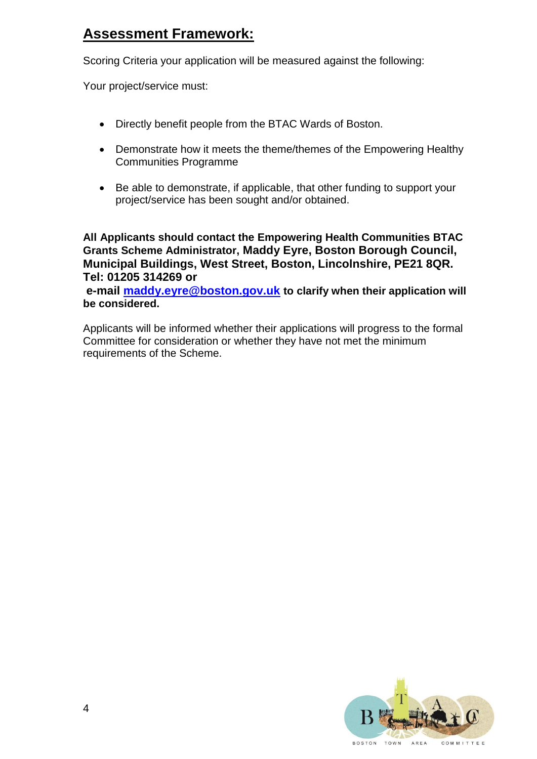## Assessment Framework:

Scoring Criteria your application will be measured against the following:

Your project/service must:

- Directly benefit people from the BTAC Wards of Boston.
- Demonstrate how it meets the theme/themes of the Empowering Healthy Communities Programme
- Be able to demonstrate, if applicable, that other funding to support your project/service has been sought and/or obtained.

**All Applicants should contact the Empowering Health Communities BTAC Grants Scheme Administrator, Maddy Eyre, Boston Borough Council, Municipal Buildings, West Street, Boston, Lincolnshire, PE21 8QR. Tel: 01205 314269 or e-mail [maddy.eyre@boston.gov.uk](mailto:maddy.eyre@boston.gov.uk) to clarify when their application will be considered.**

Applicants will be informed whether their applications will progress to the formal Committee for consideration or whether they have not met the minimum requirements of the Scheme.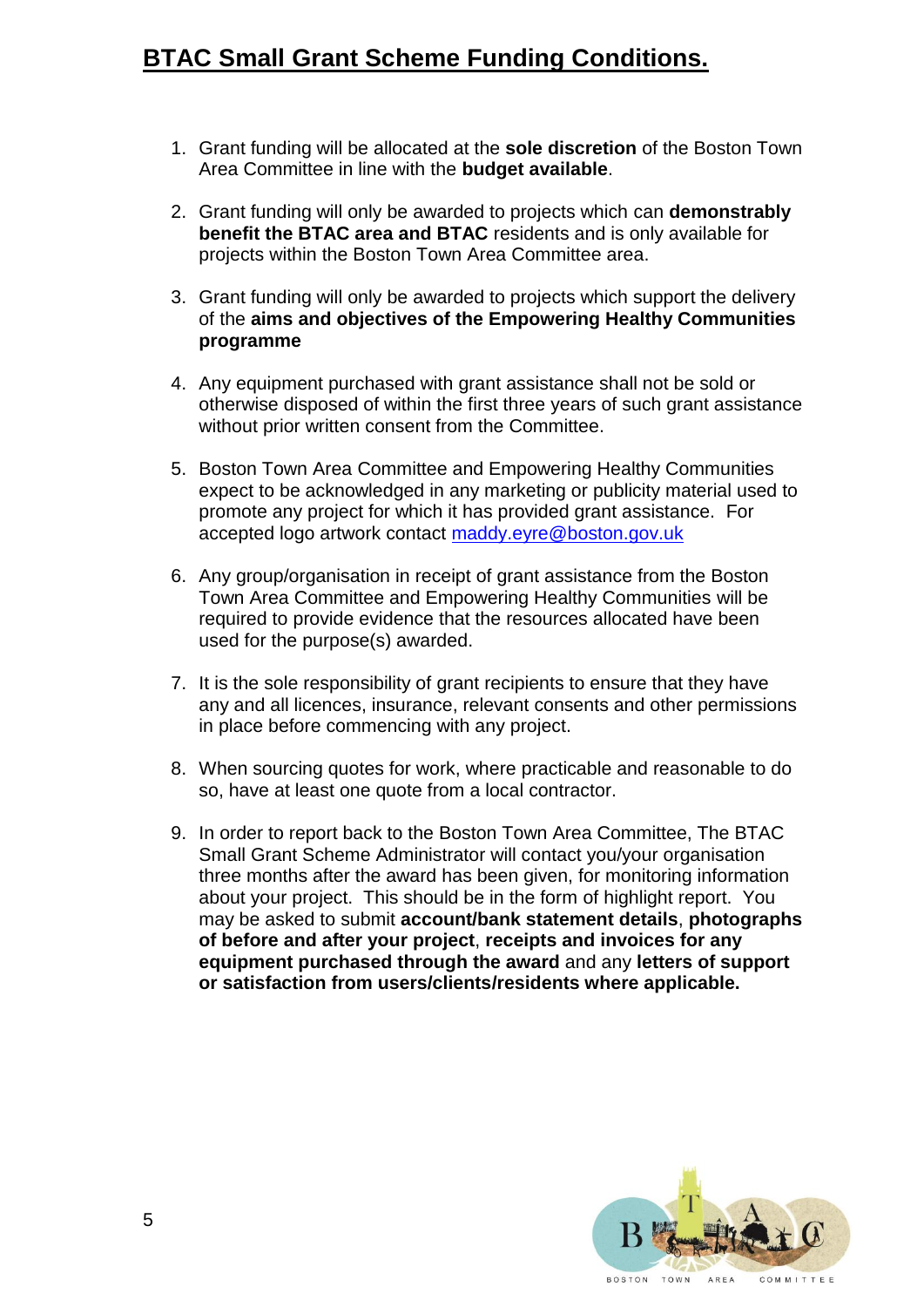# BTAC Small Grant Scheme Funding Conditions.

1. Grant funding will be allocated at the **sole discretion** of the Boston Town Area Committee in line with the **budget available**.

2. Grant funding will only be awarded to projects which can **demonstrably benefit the BTAC area and BTAC** residents and is only available for projects within the Boston Town Area Committee area.

3. Grant funding will only be awarded to projects which support the delivery of the **aims and objectives of the Empowering Healthy Communities programme**

4. Any equipment purchased with grant assistance shall not be sold or otherwise disposed of within the first three years of such grant assistance without prior written consent from the Committee.

5. Boston Town Area Committee and Empowering Healthy Communities expect to be acknowledged in any marketing or publicity material used to promote any project for which it has provided grant assistance. For accepted logo artwork contact maddy.eyre@boston.gov.uk

6. Any group/organisation in receipt of grant assistance from the Boston Town Area Committee and Empowering Healthy Communities will be required to provide evidence that the resources allocated have been used for the purpose(s) awarded.

7. It is the sole responsibility of grant recipients to ensure that they have any and all licences, insurance, relevant consents and other permissions in place before commencing with any project.

8. When sourcing quotes for work, where practicable and reasonable to do so, have at least one quote from a local contractor.

9. In order to report back to the Boston Town Area Committee, The BTAC Small Grant Scheme Administrator will contact you/your organisation three months after the award has been given, for monitoring information about your project. This should be in the form of highlight report. You may be asked to submit **account/bank statement details**, **photographs of before and after your project**, **receipts and invoices for any equipment purchased through the award** and any **letters of support or satisfaction from users/clients/residents where applicable.**